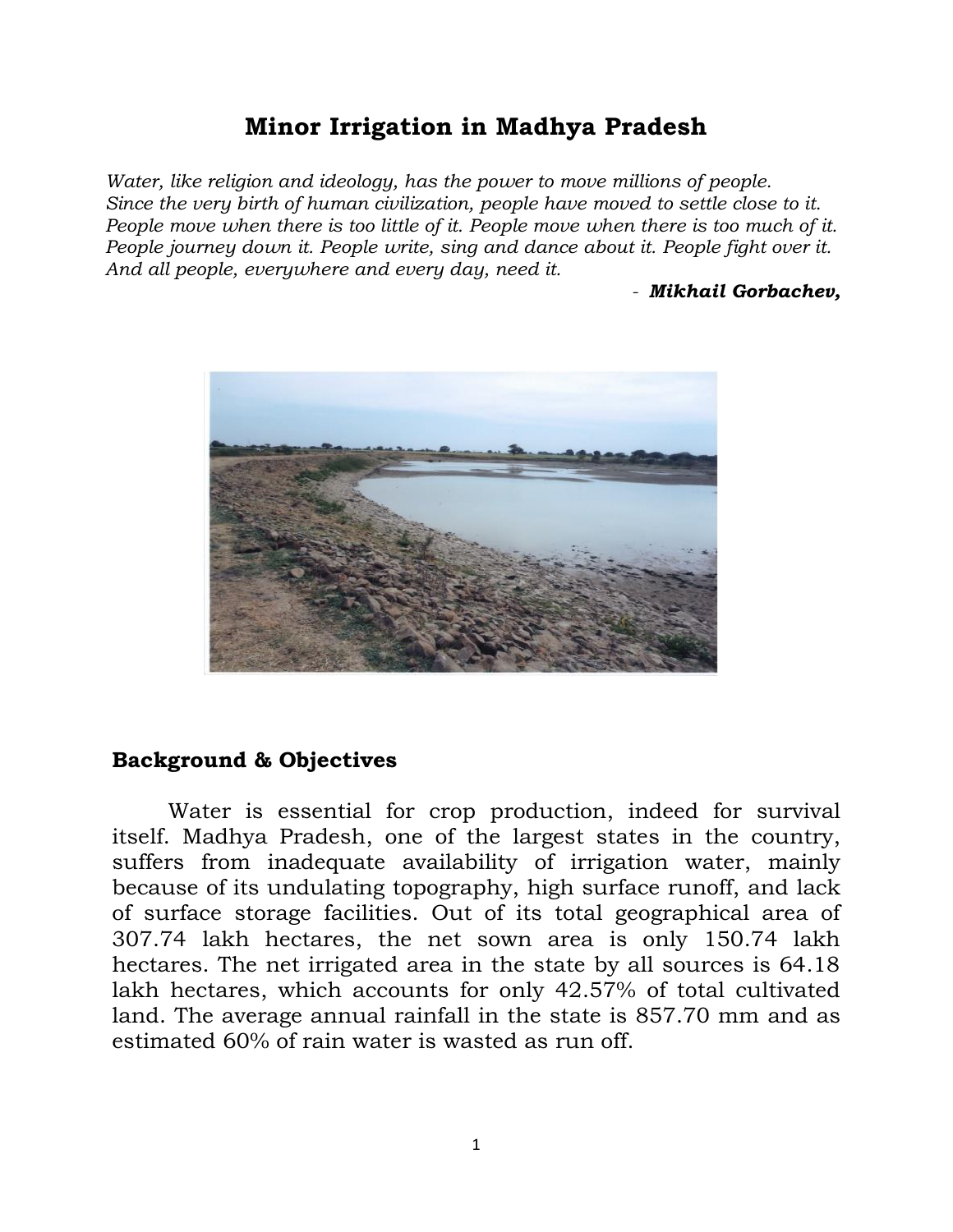# Minor Irrigation in Madhya Pradesh

*Water, like religion and ideology, has the power to move millions of people. Since the very birth of human civilization, people have moved to settle close to it. People move when there is too little of it. People move when there is too much of it. People journey down it. People write, sing and dance about it. People fight over it. And all people, everywhere and every day, need it.*

- ***Mikhail Gorbachev,***

## Background & Objectives

Water is essential for crop production, indeed for survival itself. Madhya Pradesh, one of the largest states in the country, suffers from inadequate availability of irrigation water, mainly because of its undulating topography, high surface runoff, and lack of surface storage facilities. Out of its total geographical area of 307.74 lakh hectares, the net sown area is only 150.74 lakh hectares. The net irrigated area in the state by all sources is 64.18 lakh hectares, which accounts for only 42.57% of total cultivated land. The average annual rainfall in the state is 857.70 mm and as estimated 60% of rain water is wasted as run off.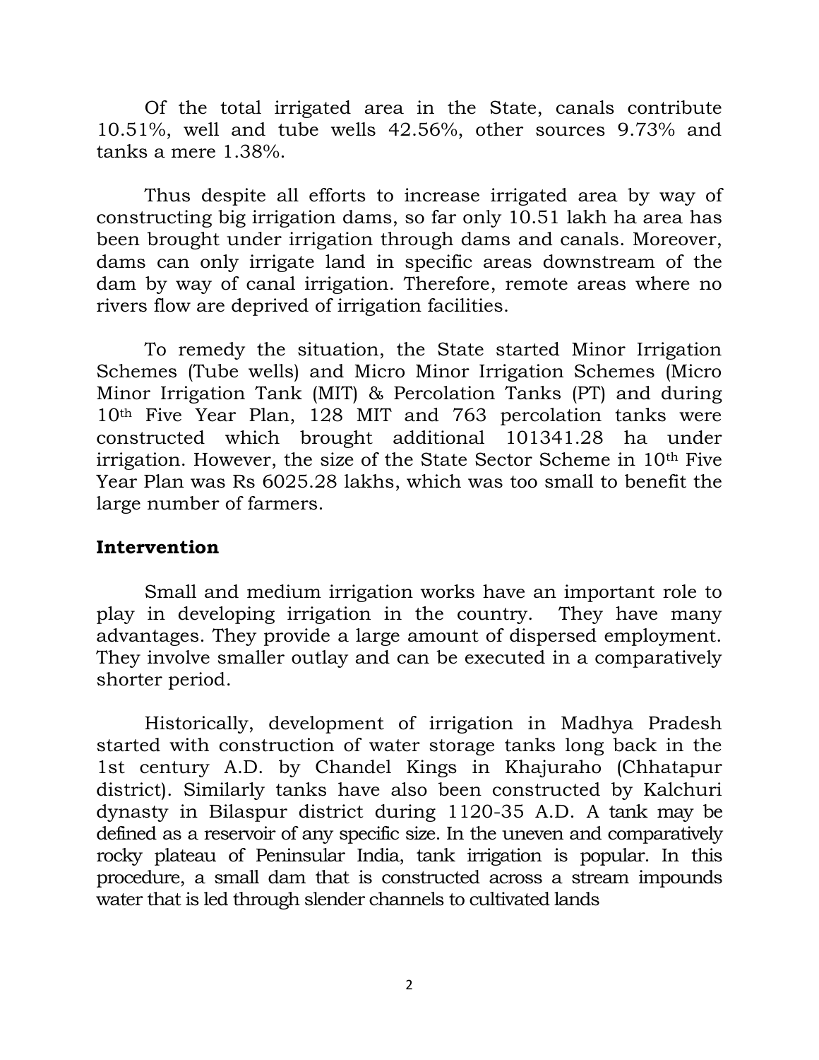Of the total irrigated area in the State, canals contribute 10.51%, well and tube wells 42.56%, other sources 9.73% and tanks a mere 1.38%.

Thus despite all efforts to increase irrigated area by way of constructing big irrigation dams, so far only 10.51 lakh ha area has been brought under irrigation through dams and canals. Moreover, dams can only irrigate land in specific areas downstream of the dam by way of canal irrigation. Therefore, remote areas where no rivers flow are deprived of irrigation facilities.

To remedy the situation, the State started Minor Irrigation Schemes (Tube wells) and Micro Minor Irrigation Schemes (Micro Minor Irrigation Tank (MIT) & Percolation Tanks (PT) and during 10th Five Year Plan, 128 MIT and 763 percolation tanks were constructed which brought additional 101341.28 ha under irrigation. However, the size of the State Sector Scheme in 10th Five Year Plan was Rs 6025.28 lakhs, which was too small to benefit the large number of farmers.

## Intervention

Small and medium irrigation works have an important role to play in developing irrigation in the country. They have many advantages. They provide a large amount of dispersed employment. They involve smaller outlay and can be executed in a comparatively shorter period.

Historically, development of irrigation in Madhya Pradesh started with construction of water storage tanks long back in the 1st century A.D. by Chandel Kings in Khajuraho (Chhatapur district). Similarly tanks have also been constructed by Kalchuri dynasty in Bilaspur district during 1120-35 A.D. A tank may be defined as a reservoir of any specific size. In the uneven and comparatively rocky plateau of Peninsular India, tank irrigation is popular. In this procedure, a small dam that is constructed across a stream impounds water that is led through slender channels to cultivated lands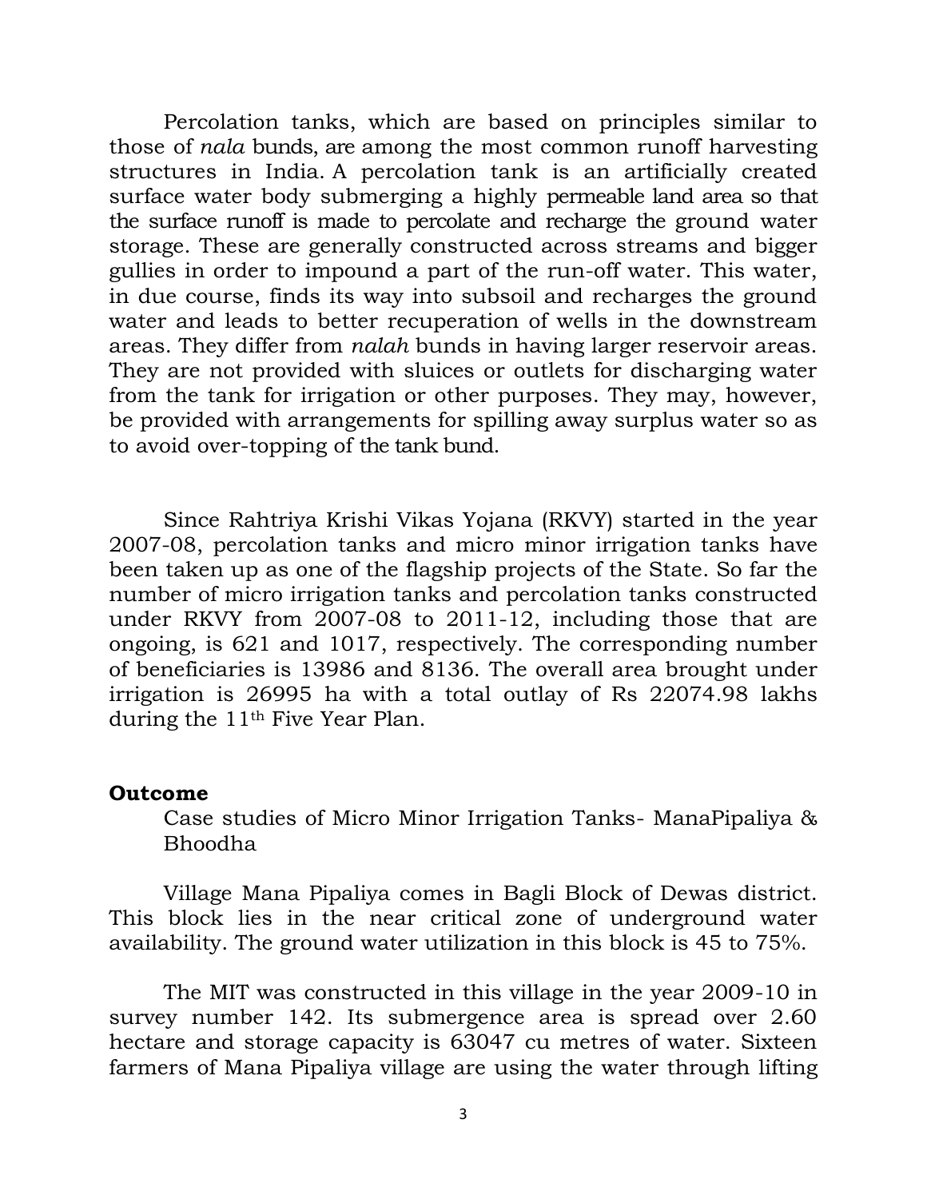Percolation tanks, which are based on principles similar to those of *nala* bunds, are among the most common runoff harvesting structures in India. A percolation tank is an artificially created surface water body submerging a highly permeable land area so that the surface runoff is made to percolate and recharge the ground water storage. These are generally constructed across streams and bigger gullies in order to impound a part of the run-off water. This water, in due course, finds its way into subsoil and recharges the ground water and leads to better recuperation of wells in the downstream areas. They differ from *nalah* bunds in having larger reservoir areas. They are not provided with sluices or outlets for discharging water from the tank for irrigation or other purposes. They may, however, be provided with arrangements for spilling away surplus water so as to avoid over-topping of the tank bund.

Since Rahtriya Krishi Vikas Yojana (RKVY) started in the year 2007-08, percolation tanks and micro minor irrigation tanks have been taken up as one of the flagship projects of the State. So far the number of micro irrigation tanks and percolation tanks constructed under RKVY from 2007-08 to 2011-12, including those that are ongoing, is 621 and 1017, respectively. The corresponding number of beneficiaries is 13986 and 8136. The overall area brought under irrigation is 26995 ha with a total outlay of Rs 22074.98 lakhs during the 11th Five Year Plan.

**Outcome**

Case studies of Micro Minor Irrigation Tanks- ManaPipaliya & Bhoodha

Village Mana Pipaliya comes in Bagli Block of Dewas district. This block lies in the near critical zone of underground water availability. The ground water utilization in this block is 45 to 75%.

The MIT was constructed in this village in the year 2009-10 in survey number 142. Its submergence area is spread over 2.60 hectare and storage capacity is 63047 cu metres of water. Sixteen farmers of Mana Pipaliya village are using the water through lifting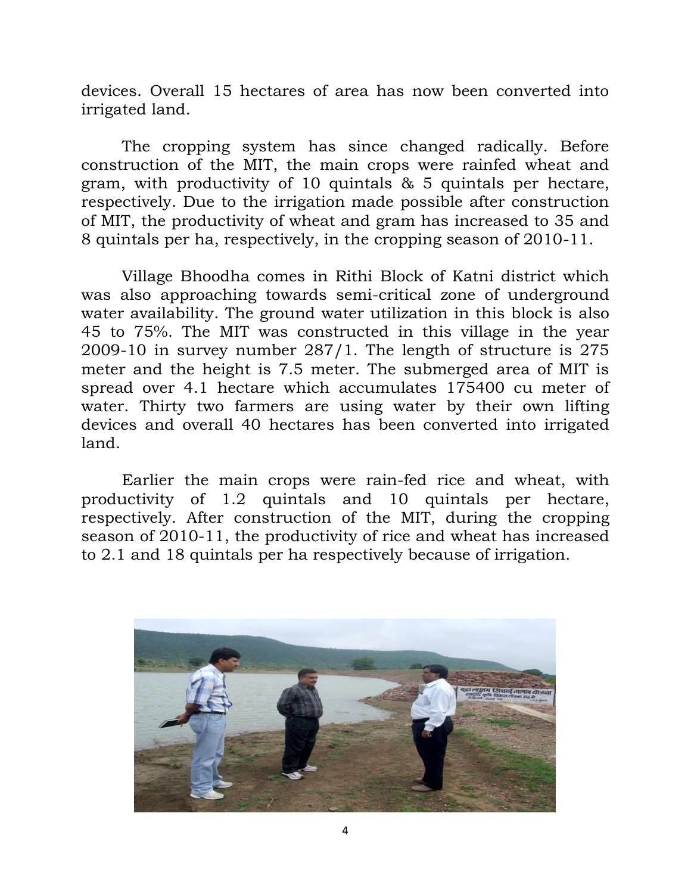devices. Overall 15 hectares of area has now been converted into irrigated land.

The cropping system has since changed radically. Before construction of the MIT, the main crops were rainfed wheat and gram, with productivity of 10 quintals & 5 quintals per hectare, respectively. Due to the irrigation made possible after construction of MIT, the productivity of wheat and gram has increased to 35 and 8 quintals per ha, respectively, in the cropping season of 2010-11.

Village Bhoodha comes in Rithi Block of Katni district which was also approaching towards semi-critical zone of underground water availability. The ground water utilization in this block is also 45 to 75%. The MIT was constructed in this village in the year 2009-10 in survey number 287/1. The length of structure is 275 meter and the height is 7.5 meter. The submerged area of MIT is spread over 4.1 hectare which accumulates 175400 cu meter of water. Thirty two farmers are using water by their own lifting devices and overall 40 hectares has been converted into irrigated land.

Earlier the main crops were rain-fed rice and wheat, with productivity of 1.2 quintals and 10 quintals per hectare, respectively. After construction of the MIT, during the cropping season of 2010-11, the productivity of rice and wheat has increased to 2.1 and 18 quintals per ha respectively because of irrigation.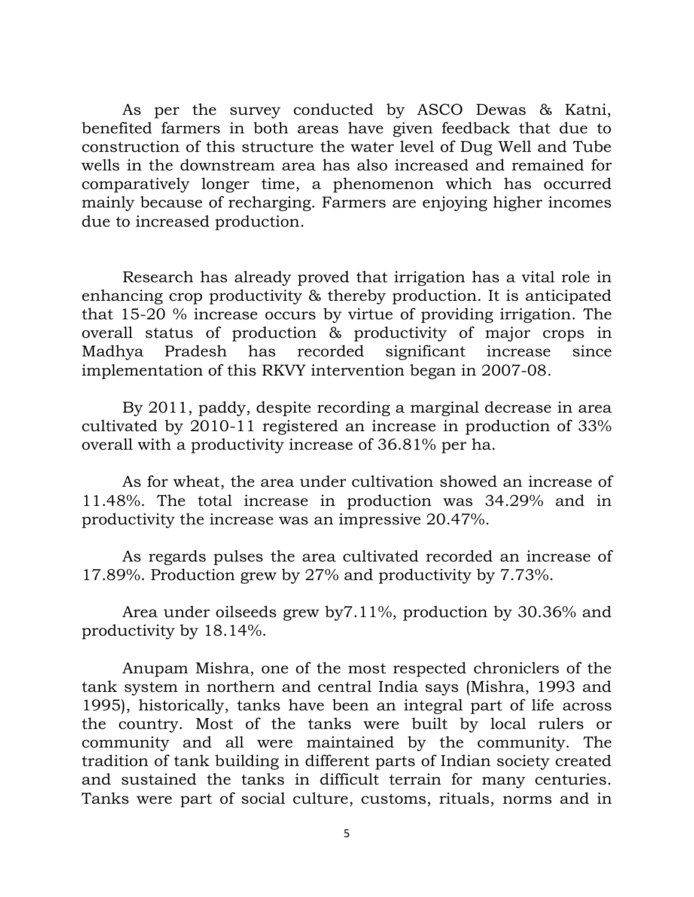As per the survey conducted by ASCO Dewas & Katni, benefited farmers in both areas have given feedback that due to construction of this structure the water level of Dug Well and Tube wells in the downstream area has also increased and remained for comparatively longer time, a phenomenon which has occurred mainly because of recharging. Farmers are enjoying higher incomes due to increased production.

Research has already proved that irrigation has a vital role in enhancing crop productivity & thereby production. It is anticipated that 15-20 % increase occurs by virtue of providing irrigation. The overall status of production & productivity of major crops in Madhya Pradesh has recorded significant increase since implementation of this RKVY intervention began in 2007-08.

By 2011, paddy, despite recording a marginal decrease in area cultivated by 2010-11 registered an increase in production of 33% overall with a productivity increase of 36.81% per ha.

As for wheat, the area under cultivation showed an increase of 11.48%. The total increase in production was 34.29% and in productivity the increase was an impressive 20.47%.

As regards pulses the area cultivated recorded an increase of 17.89%. Production grew by 27% and productivity by 7.73%.

Area under oilseeds grew by7.11%, production by 30.36% and productivity by 18.14%.

Anupam Mishra, one of the most respected chroniclers of the tank system in northern and central India says (Mishra, 1993 and 1995), historically, tanks have been an integral part of life across the country. Most of the tanks were built by local rulers or community and all were maintained by the community. The tradition of tank building in different parts of Indian society created and sustained the tanks in difficult terrain for many centuries. Tanks were part of social culture, customs, rituals, norms and in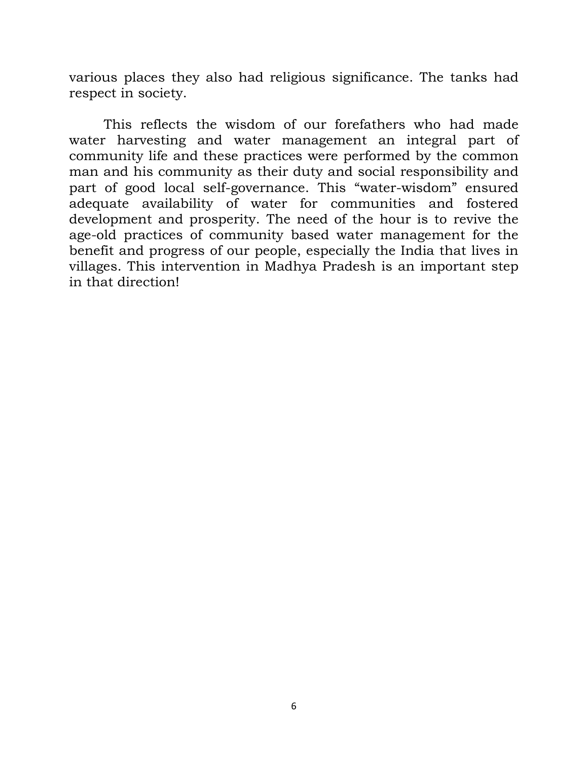various places they also had religious significance. The tanks had respect in society.

This reflects the wisdom of our forefathers who had made water harvesting and water management an integral part of community life and these practices were performed by the common man and his community as their duty and social responsibility and part of good local self-governance. This "water-wisdom" ensured adequate availability of water for communities and fostered development and prosperity. The need of the hour is to revive the age-old practices of community based water management for the benefit and progress of our people, especially the India that lives in villages. This intervention in Madhya Pradesh is an important step in that direction!